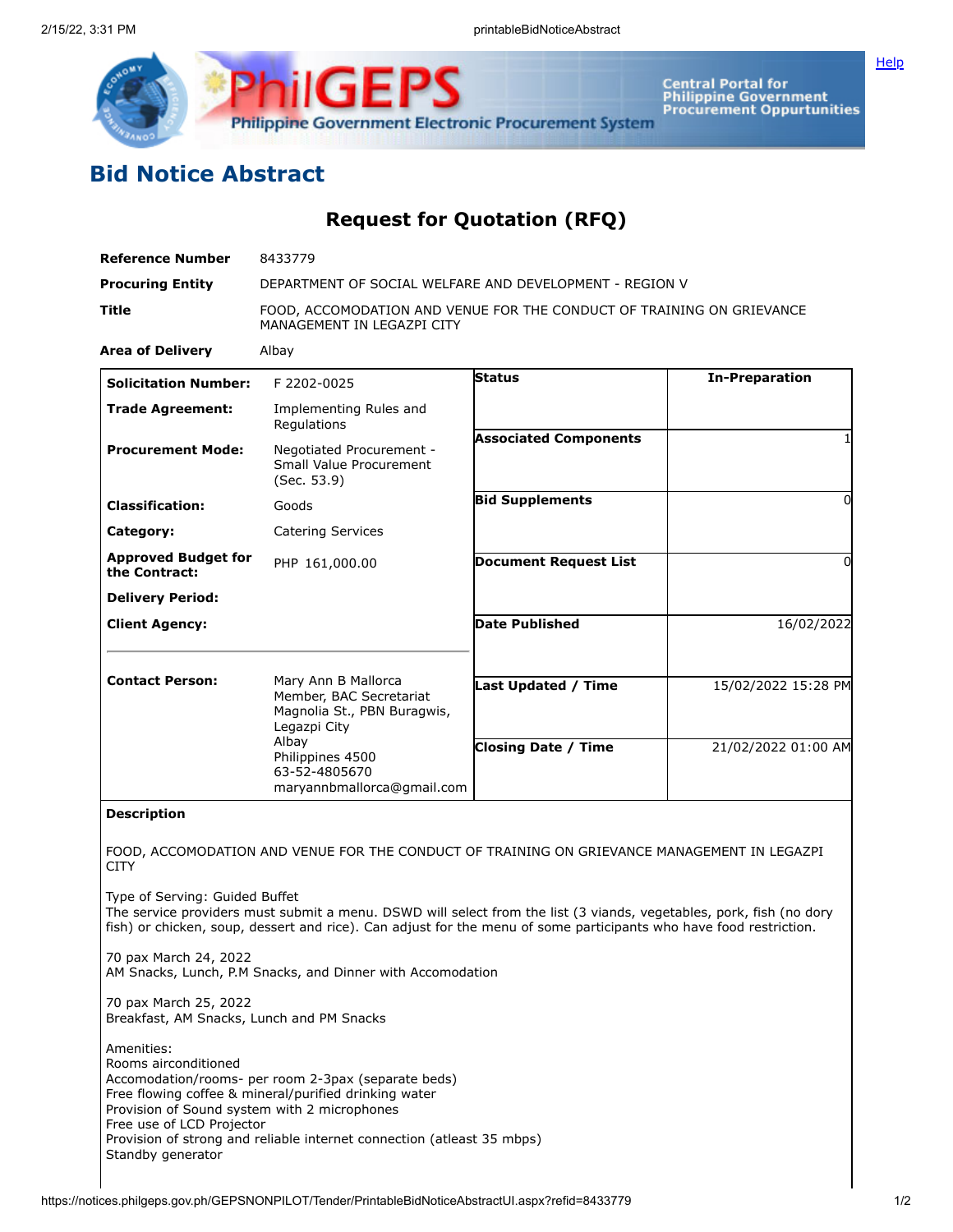# Bid Notice Abstract

## Request for Quotation (RFQ)

| | |
|---|---|
| **Reference Number** | 8433779 |
| **Procuring Entity** | DEPARTMENT OF SOCIAL WELFARE AND DEVELOPMENT - REGION V |
| **Title** | FOOD, ACCOMODATION AND VENUE FOR THE CONDUCT OF TRAINING ON GRIEVANCE MANAGEMENT IN LEGAZPI CITY |
| **Area of Delivery** | Albay |

| | | | |
|---|---|---|---|
| **Solicitation Number:** | F 2202-0025 | **Status** | **In-Preparation** |
| **Trade Agreement:** | Implementing Rules and Regulations | | |
| **Procurement Mode:** | Negotiated Procurement - Small Value Procurement (Sec. 53.9) | **Associated Components** | 1 |
| **Classification:** | Goods | **Bid Supplements** | 0 |
| **Category:** | Catering Services | | |
| **Approved Budget for the Contract:** | PHP 161,000.00 | **Document Request List** | 0 |
| **Delivery Period:** | | | |
| **Client Agency:** | | **Date Published** | 16/02/2022 |
| **Contact Person:** | Mary Ann B Mallorca<br>Member, BAC Secretariat<br>Magnolia St., PBN Buragwis, Legazpi City<br>Albay<br>Philippines 4500<br>63-52-4805670<br>maryannbmallorca@gmail.com | **Last Updated / Time** | 15/02/2022 15:28 PM |
| | | **Closing Date / Time** | 21/02/2022 01:00 AM |

**Description**

FOOD, ACCOMODATION AND VENUE FOR THE CONDUCT OF TRAINING ON GRIEVANCE MANAGEMENT IN LEGAZPI CITY

Type of Serving: Guided Buffet
The service providers must submit a menu. DSWD will select from the list (3 viands, vegetables, pork, fish (no dory fish) or chicken, soup, dessert and rice). Can adjust for the menu of some participants who have food restriction.

70 pax March 24, 2022
AM Snacks, Lunch, P.M Snacks, and Dinner with Accomodation

70 pax March 25, 2022
Breakfast, AM Snacks, Lunch and PM Snacks

Amenities:
Rooms airconditioned
Accomodation/rooms- per room 2-3pax (separate beds)
Free flowing coffee & mineral/purified drinking water
Provision of Sound system with 2 microphones
Free use of LCD Projector
Provision of strong and reliable internet connection (atleast 35 mbps)
Standby generator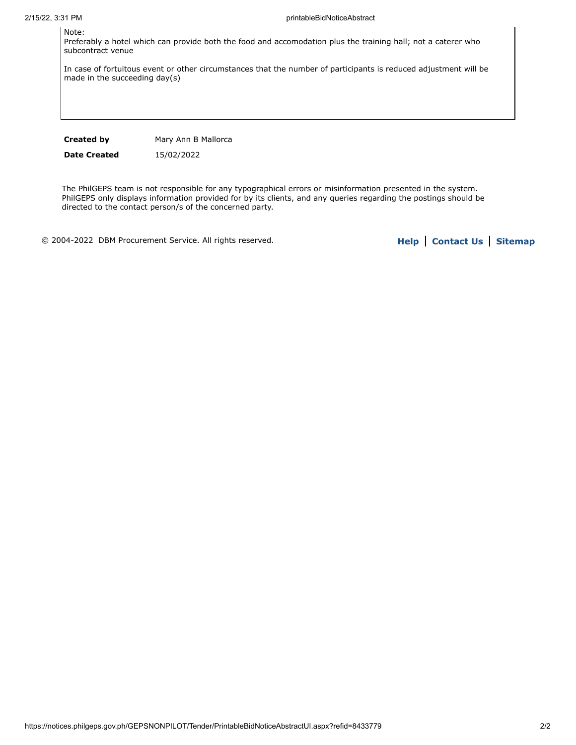Note:
Preferably a hotel which can provide both the food and accomodation plus the training hall; not a caterer who subcontract venue

In case of fortuitous event or other circumstances that the number of participants is reduced adjustment will be made in the succeeding day(s)

| | |
|---|---|
| **Created by** | Mary Ann B Mallorca |
| **Date Created** | 15/02/2022 |

The PhilGEPS team is not responsible for any typographical errors or misinformation presented in the system. PhilGEPS only displays information provided for by its clients, and any queries regarding the postings should be directed to the contact person/s of the concerned party.

© 2004-2022 DBM Procurement Service. All rights reserved.

**Help** | **Contact Us** | **Sitemap**